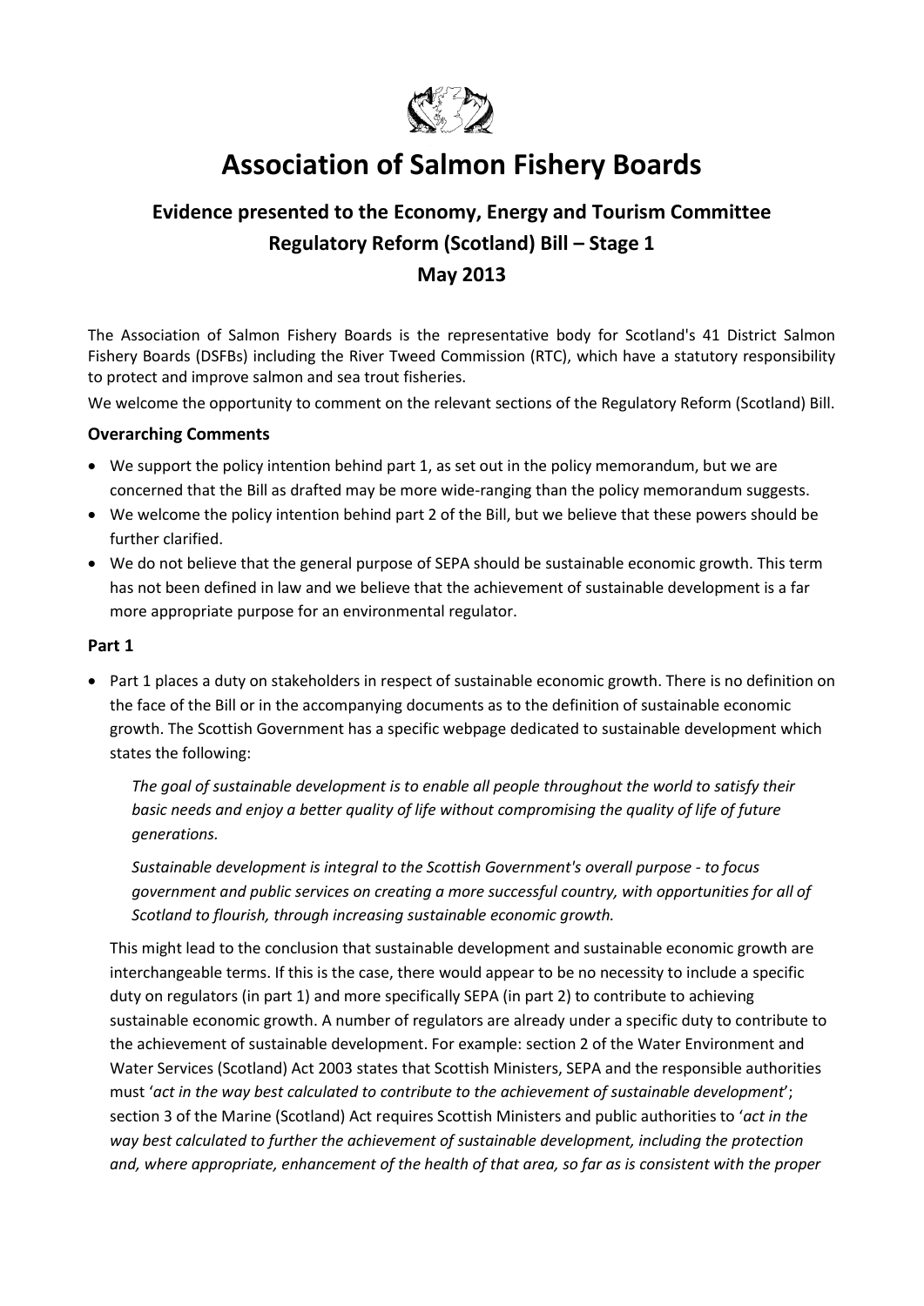# Association of Salmon Fishery Boards

## Evidence presented to the Economy, Energy and Tourism Committee

## Regulatory Reform (Scotland) Bill – Stage 1

## May 2013

The Association of Salmon Fishery Boards is the representative body for Scotland's 41 District Salmon Fishery Boards (DSFBs) including the River Tweed Commission (RTC), which have a statutory responsibility to protect and improve salmon and sea trout fisheries.

We welcome the opportunity to comment on the relevant sections of the Regulatory Reform (Scotland) Bill.

### Overarching Comments

- We support the policy intention behind part 1, as set out in the policy memorandum, but we are concerned that the Bill as drafted may be more wide-ranging than the policy memorandum suggests.
- We welcome the policy intention behind part 2 of the Bill, but we believe that these powers should be further clarified.
- We do not believe that the general purpose of SEPA should be sustainable economic growth. This term has not been defined in law and we believe that the achievement of sustainable development is a far more appropriate purpose for an environmental regulator.

### Part 1

- Part 1 places a duty on stakeholders in respect of sustainable economic growth. There is no definition on the face of the Bill or in the accompanying documents as to the definition of sustainable economic growth. The Scottish Government has a specific webpage dedicated to sustainable development which states the following:

  *The goal of sustainable development is to enable all people throughout the world to satisfy their basic needs and enjoy a better quality of life without compromising the quality of life of future generations.*

  *Sustainable development is integral to the Scottish Government's overall purpose - to focus government and public services on creating a more successful country, with opportunities for all of Scotland to flourish, through increasing sustainable economic growth.*

  This might lead to the conclusion that sustainable development and sustainable economic growth are interchangeable terms. If this is the case, there would appear to be no necessity to include a specific duty on regulators (in part 1) and more specifically SEPA (in part 2) to contribute to achieving sustainable economic growth. A number of regulators are already under a specific duty to contribute to the achievement of sustainable development. For example: section 2 of the Water Environment and Water Services (Scotland) Act 2003 states that Scottish Ministers, SEPA and the responsible authorities must '*act in the way best calculated to contribute to the achievement of sustainable development*'; section 3 of the Marine (Scotland) Act requires Scottish Ministers and public authorities to '*act in the way best calculated to further the achievement of sustainable development, including the protection and, where appropriate, enhancement of the health of that area, so far as is consistent with the proper*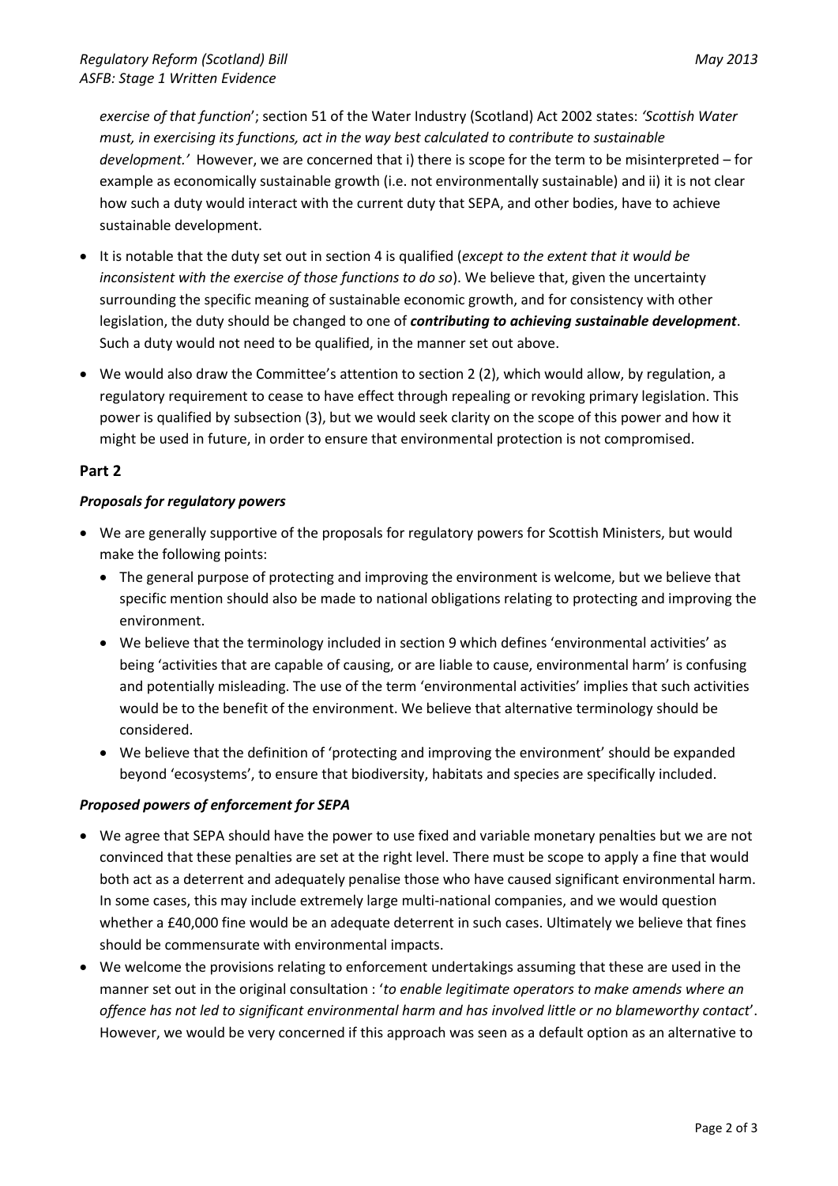*exercise of that function*'; section 51 of the Water Industry (Scotland) Act 2002 states: *'Scottish Water must, in exercising its functions, act in the way best calculated to contribute to sustainable development.'* However, we are concerned that i) there is scope for the term to be misinterpreted – for example as economically sustainable growth (i.e. not environmentally sustainable) and ii) it is not clear how such a duty would interact with the current duty that SEPA, and other bodies, have to achieve sustainable development.

- It is notable that the duty set out in section 4 is qualified (*except to the extent that it would be inconsistent with the exercise of those functions to do so*). We believe that, given the uncertainty surrounding the specific meaning of sustainable economic growth, and for consistency with other legislation, the duty should be changed to one of ***contributing to achieving sustainable development***. Such a duty would not need to be qualified, in the manner set out above.
- We would also draw the Committee's attention to section 2 (2), which would allow, by regulation, a regulatory requirement to cease to have effect through repealing or revoking primary legislation. This power is qualified by subsection (3), but we would seek clarity on the scope of this power and how it might be used in future, in order to ensure that environmental protection is not compromised.

## Part 2

### *Proposals for regulatory powers*

- We are generally supportive of the proposals for regulatory powers for Scottish Ministers, but would make the following points:
  - The general purpose of protecting and improving the environment is welcome, but we believe that specific mention should also be made to national obligations relating to protecting and improving the environment.
  - We believe that the terminology included in section 9 which defines 'environmental activities' as being 'activities that are capable of causing, or are liable to cause, environmental harm' is confusing and potentially misleading. The use of the term 'environmental activities' implies that such activities would be to the benefit of the environment. We believe that alternative terminology should be considered.
  - We believe that the definition of 'protecting and improving the environment' should be expanded beyond 'ecosystems', to ensure that biodiversity, habitats and species are specifically included.

### *Proposed powers of enforcement for SEPA*

- We agree that SEPA should have the power to use fixed and variable monetary penalties but we are not convinced that these penalties are set at the right level. There must be scope to apply a fine that would both act as a deterrent and adequately penalise those who have caused significant environmental harm. In some cases, this may include extremely large multi-national companies, and we would question whether a £40,000 fine would be an adequate deterrent in such cases. Ultimately we believe that fines should be commensurate with environmental impacts.
- We welcome the provisions relating to enforcement undertakings assuming that these are used in the manner set out in the original consultation : '*to enable legitimate operators to make amends where an offence has not led to significant environmental harm and has involved little or no blameworthy contact*'. However, we would be very concerned if this approach was seen as a default option as an alternative to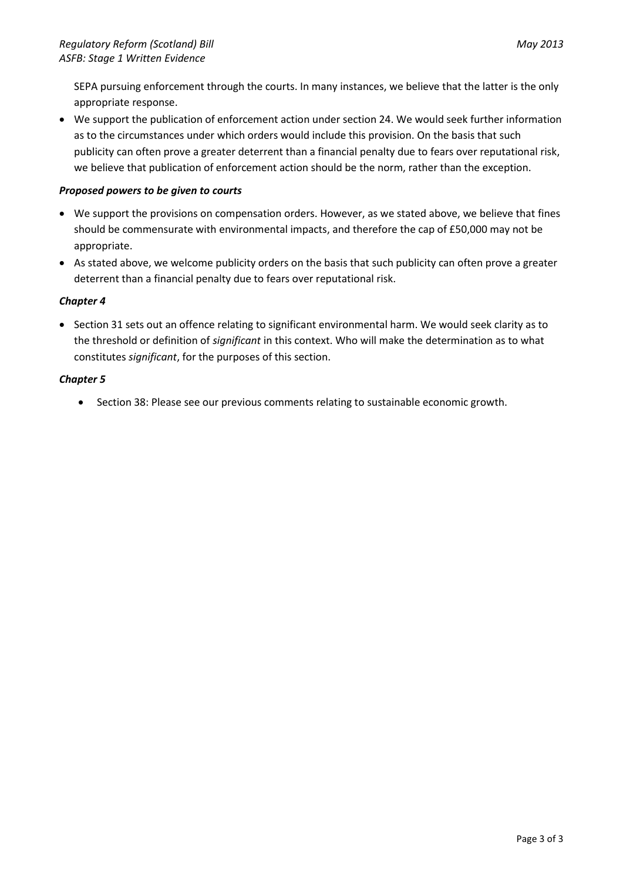SEPA pursuing enforcement through the courts. In many instances, we believe that the latter is the only appropriate response.

- We support the publication of enforcement action under section 24. We would seek further information as to the circumstances under which orders would include this provision. On the basis that such publicity can often prove a greater deterrent than a financial penalty due to fears over reputational risk, we believe that publication of enforcement action should be the norm, rather than the exception.

***Proposed powers to be given to courts***

- We support the provisions on compensation orders. However, as we stated above, we believe that fines should be commensurate with environmental impacts, and therefore the cap of £50,000 may not be appropriate.
- As stated above, we welcome publicity orders on the basis that such publicity can often prove a greater deterrent than a financial penalty due to fears over reputational risk.

***Chapter 4***

- Section 31 sets out an offence relating to significant environmental harm. We would seek clarity as to the threshold or definition of *significant* in this context. Who will make the determination as to what constitutes *significant*, for the purposes of this section.

***Chapter 5***

- Section 38: Please see our previous comments relating to sustainable economic growth.